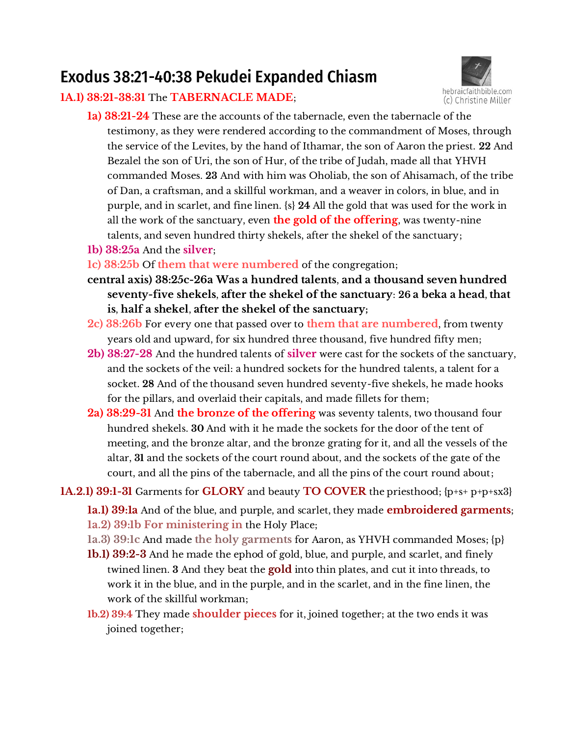# Exodus 38:21-40:38 Pekudei Expanded Chiasm

**1A.1) 38:21-38:31** The **TABERNACLE MADE**;

**1a) 38:21-24** These are the accounts of the tabernacle, even the tabernacle of the testimony, as they were rendered according to the commandment of Moses, through the service of the Levites, by the hand of Ithamar, the son of Aaron the priest. **22** And Bezalel the son of Uri, the son of Hur, of the tribe of Judah, made all that YHVH commanded Moses. **23** And with him was Oholiab, the son of Ahisamach, of the tribe of Dan, a craftsman, and a skillful workman, and a weaver in colors, in blue, and in purple, and in scarlet, and fine linen. {s} **24** All the gold that was used for the work in all the work of the sanctuary, even **the gold of the offering**, was twenty-nine talents, and seven hundred thirty shekels, after the shekel of the sanctuary;

**1b) 38:25a** And the **silver**;

**1c) 38:25b** Of **them that were numbered** of the congregation;

**central axis) 38:25c-26a Was a hundred talents, and a thousand seven hundred seventy-five shekels, after the shekel of the sanctuary: 26 a beka a head, that is, half a shekel, after the shekel of the sanctuary;**

**2c) 38:26b** For every one that passed over to **them that are numbered**, from twenty years old and upward, for six hundred three thousand, five hundred fifty men;

**2b) 38:27-28** And the hundred talents of **silver** were cast for the sockets of the sanctuary, and the sockets of the veil: a hundred sockets for the hundred talents, a talent for a socket. **28** And of the thousand seven hundred seventy-five shekels, he made hooks for the pillars, and overlaid their capitals, and made fillets for them;

**2a) 38:29-31** And **the bronze of the offering** was seventy talents, two thousand four hundred shekels. **30** And with it he made the sockets for the door of the tent of meeting, and the bronze altar, and the bronze grating for it, and all the vessels of the altar, **31** and the sockets of the court round about, and the sockets of the gate of the court, and all the pins of the tabernacle, and all the pins of the court round about;

**1A.2.1) 39:1-31** Garments for **GLORY** and beauty **TO COVER** the priesthood; {p+s+ p+p+sx3}

**1a.1) 39:1a** And of the blue, and purple, and scarlet, they made **embroidered garments**;

**1a.2) 39:1b For ministering in** the Holy Place;

**1a.3) 39:1c** And made **the holy garments** for Aaron, as YHVH commanded Moses; {p}

**1b.1) 39:2-3** And he made the ephod of gold, blue, and purple, and scarlet, and finely twined linen. **3** And they beat the **gold** into thin plates, and cut it into threads, to work it in the blue, and in the purple, and in the scarlet, and in the fine linen, the work of the skillful workman;

**1b.2) 39:4** They made **shoulder pieces** for it, joined together; at the two ends it was joined together;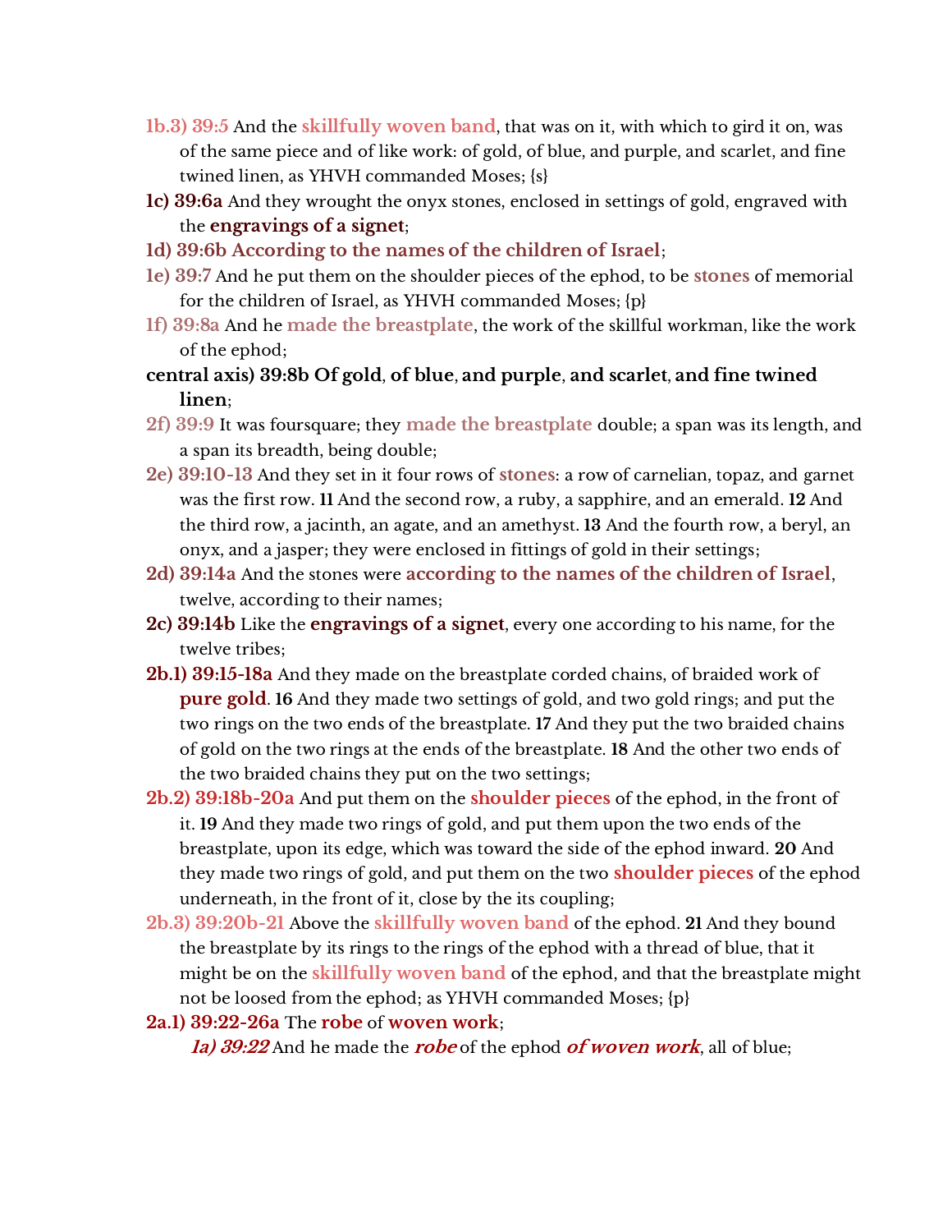**1b.3) 39:5** And the **skillfully woven band**, that was on it, with which to gird it on, was of the same piece and of like work: of gold, of blue, and purple, and scarlet, and fine twined linen, as YHVH commanded Moses; {s}

**1c) 39:6a** And they wrought the onyx stones, enclosed in settings of gold, engraved with the **engravings of a signet**;

**1d) 39:6b According to the names of the children of Israel**;

**1e) 39:7** And he put them on the shoulder pieces of the ephod, to be **stones** of memorial for the children of Israel, as YHVH commanded Moses; {p}

**1f) 39:8a** And he **made the breastplate**, the work of the skillful workman, like the work of the ephod;

**central axis) 39:8b Of gold**, **of blue**, **and purple**, **and scarlet**, **and fine twined linen**;

**2f) 39:9** It was foursquare; they **made the breastplate** double; a span was its length, and a span its breadth, being double;

**2e) 39:10-13** And they set in it four rows of **stones**: a row of carnelian, topaz, and garnet was the first row. **11** And the second row, a ruby, a sapphire, and an emerald. **12** And the third row, a jacinth, an agate, and an amethyst. **13** And the fourth row, a beryl, an onyx, and a jasper; they were enclosed in fittings of gold in their settings;

**2d) 39:14a** And the stones were **according to the names of the children of Israel**, twelve, according to their names;

**2c) 39:14b** Like the **engravings of a signet**, every one according to his name, for the twelve tribes;

**2b.1) 39:15-18a** And they made on the breastplate corded chains, of braided work of **pure gold**. **16** And they made two settings of gold, and two gold rings; and put the two rings on the two ends of the breastplate. **17** And they put the two braided chains of gold on the two rings at the ends of the breastplate. **18** And the other two ends of the two braided chains they put on the two settings;

**2b.2) 39:18b-20a** And put them on the **shoulder pieces** of the ephod, in the front of it. **19** And they made two rings of gold, and put them upon the two ends of the breastplate, upon its edge, which was toward the side of the ephod inward. **20** And they made two rings of gold, and put them on the two **shoulder pieces** of the ephod underneath, in the front of it, close by the its coupling;

**2b.3) 39:20b-21** Above the **skillfully woven band** of the ephod. **21** And they bound the breastplate by its rings to the rings of the ephod with a thread of blue, that it might be on the **skillfully woven band** of the ephod, and that the breastplate might not be loosed from the ephod; as YHVH commanded Moses; {p}

**2a.1) 39:22-26a** The **robe** of **woven work**;

*__1a) 39:22__* And he made the ***robe*** of the ephod ***of woven work***, all of blue;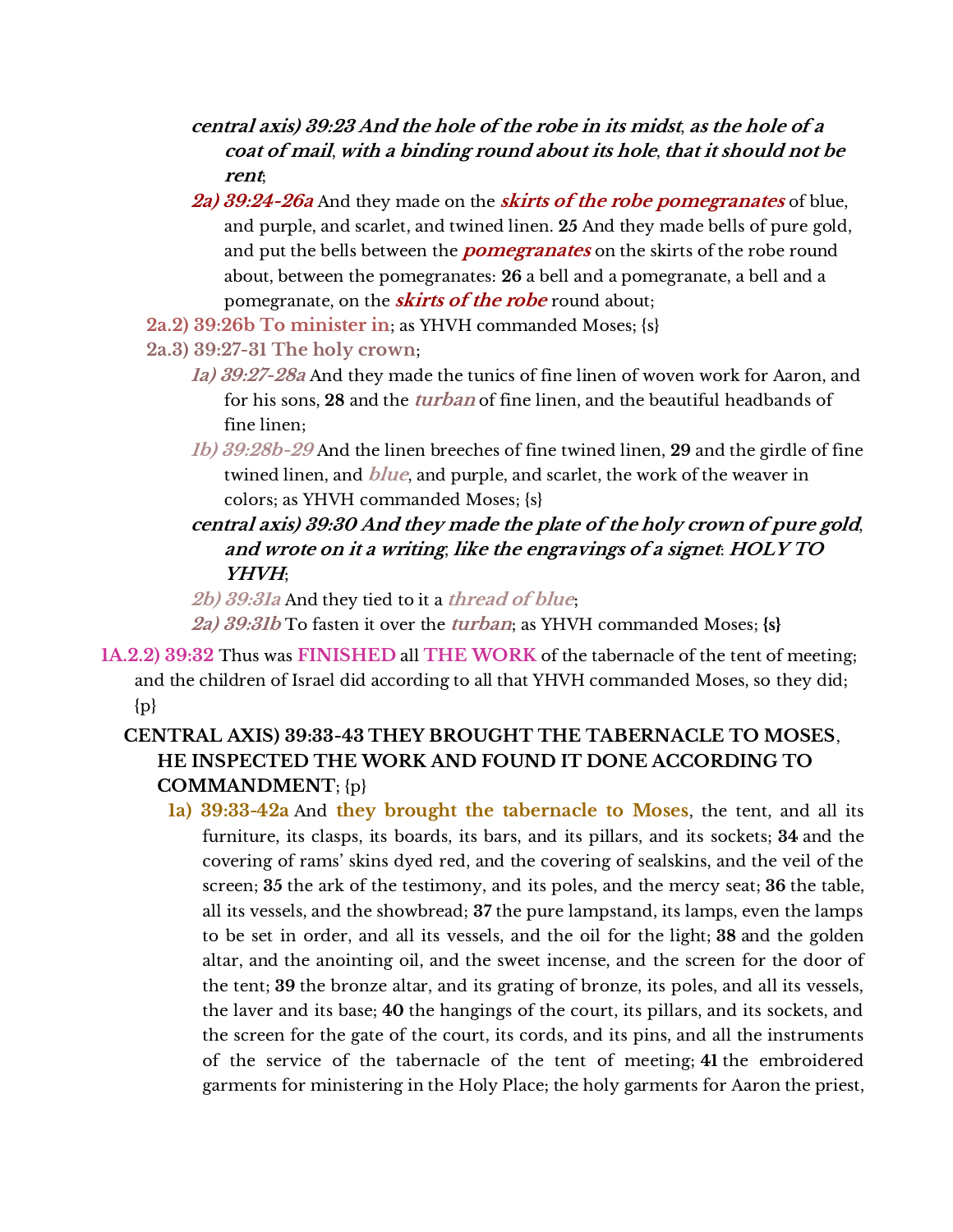***central axis) 39:23 And the hole of the robe in its midst, as the hole of a coat of mail, with a binding round about its hole, that it should not be rent;***

***2a) 39:24-26a*** And they made on the ***skirts of the robe pomegranates*** of blue, and purple, and scarlet, and twined linen. **25** And they made bells of pure gold, and put the bells between the ***pomegranates*** on the skirts of the robe round about, between the pomegranates: **26** a bell and a pomegranate, a bell and a pomegranate, on the ***skirts of the robe*** round about;

**2a.2) 39:26b To minister in**; as YHVH commanded Moses; {s}

**2a.3) 39:27-31 The holy crown**;

***1a) 39:27-28a*** And they made the tunics of fine linen of woven work for Aaron, and for his sons, **28** and the ***turban*** of fine linen, and the beautiful headbands of fine linen;

***1b) 39:28b-29*** And the linen breeches of fine twined linen, **29** and the girdle of fine twined linen, and ***blue***, and purple, and scarlet, the work of the weaver in colors; as YHVH commanded Moses; {s}

***central axis) 39:30 And they made the plate of the holy crown of pure gold, and wrote on it a writing; like the engravings of a signet: HOLY TO YHVH;***

***2b) 39:31a*** And they tied to it a ***thread of blue***;

***2a) 39:31b*** To fasten it over the ***turban***; as YHVH commanded Moses; **{s}**

**1A.2.2) 39:32** Thus was **FINISHED** all **THE WORK** of the tabernacle of the tent of meeting; and the children of Israel did according to all that YHVH commanded Moses, so they did; {p}

**CENTRAL AXIS) 39:33-43 THEY BROUGHT THE TABERNACLE TO MOSES, HE INSPECTED THE WORK AND FOUND IT DONE ACCORDING TO COMMANDMENT**; {p}

**1a) 39:33-42a** And **they brought the tabernacle to Moses**, the tent, and all its furniture, its clasps, its boards, its bars, and its pillars, and its sockets; **34** and the covering of rams' skins dyed red, and the covering of sealskins, and the veil of the screen; **35** the ark of the testimony, and its poles, and the mercy seat; **36** the table, all its vessels, and the showbread; **37** the pure lampstand, its lamps, even the lamps to be set in order, and all its vessels, and the oil for the light; **38** and the golden altar, and the anointing oil, and the sweet incense, and the screen for the door of the tent; **39** the bronze altar, and its grating of bronze, its poles, and all its vessels, the laver and its base; **40** the hangings of the court, its pillars, and its sockets, and the screen for the gate of the court, its cords, and its pins, and all the instruments of the service of the tabernacle of the tent of meeting; **41** the embroidered garments for ministering in the Holy Place; the holy garments for Aaron the priest,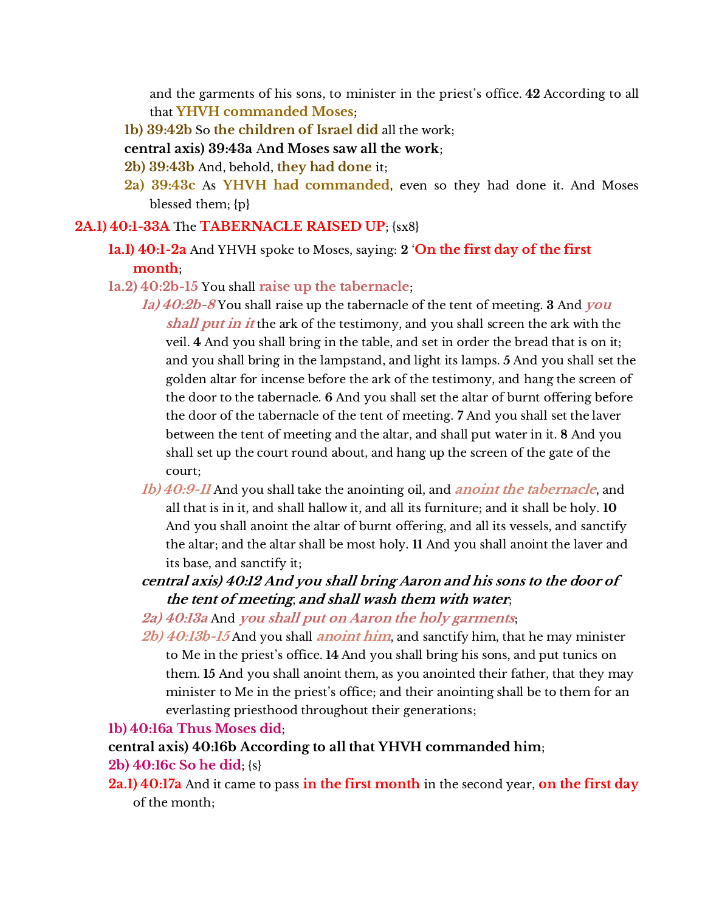and the garments of his sons, to minister in the priest's office. **42** According to all that **YHVH commanded Moses**;

**1b) 39:42b** So **the children of Israel did** all the work;

**central axis) 39:43a And Moses saw all the work**;

**2b) 39:43b** And, behold, **they had done** it;

**2a) 39:43c** As **YHVH had commanded**, even so they had done it. And Moses blessed them; {p}

**2A.1) 40:1-33A** The **TABERNACLE RAISED UP**; {sx8}

**1a.1) 40:1-2a** And YHVH spoke to Moses, saying: **2** '**On the first day of the first month**;

**1a.2) 40:2b-15** You shall **raise up the tabernacle**;

***1a) 40:2b-8*** You shall raise up the tabernacle of the tent of meeting. **3** And ***you shall put in it*** the ark of the testimony, and you shall screen the ark with the veil. **4** And you shall bring in the table, and set in order the bread that is on it; and you shall bring in the lampstand, and light its lamps. **5** And you shall set the golden altar for incense before the ark of the testimony, and hang the screen of the door to the tabernacle. **6** And you shall set the altar of burnt offering before the door of the tabernacle of the tent of meeting. **7** And you shall set the laver between the tent of meeting and the altar, and shall put water in it. **8** And you shall set up the court round about, and hang up the screen of the gate of the court;

***1b) 40:9-11*** And you shall take the anointing oil, and ***anoint the tabernacle***, and all that is in it, and shall hallow it, and all its furniture; and it shall be holy. **10** And you shall anoint the altar of burnt offering, and all its vessels, and sanctify the altar; and the altar shall be most holy. **11** And you shall anoint the laver and its base, and sanctify it;

***central axis) 40:12 And you shall bring Aaron and his sons to the door of the tent of meeting; and shall wash them with water***;

***2a) 40:13a*** And ***you shall put on Aaron the holy garments***;

***2b) 40:13b-15*** And you shall ***anoint him***, and sanctify him, that he may minister to Me in the priest's office. **14** And you shall bring his sons, and put tunics on them. **15** And you shall anoint them, as you anointed their father, that they may minister to Me in the priest's office; and their anointing shall be to them for an everlasting priesthood throughout their generations;

**1b) 40:16a Thus Moses did**;

**central axis) 40:16b According to all that YHVH commanded him**;

**2b) 40:16c So he did**; {s}

**2a.1) 40:17a** And it came to pass **in the first month** in the second year, **on the first day** of the month;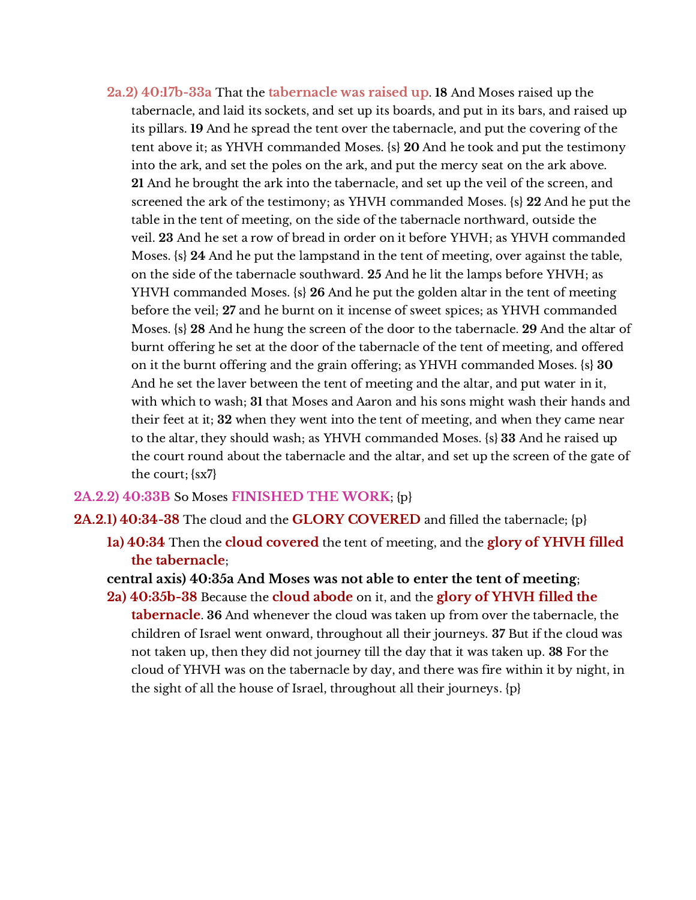**2a.2) 40:17b-33a** That the **tabernacle was raised up**. **18** And Moses raised up the tabernacle, and laid its sockets, and set up its boards, and put in its bars, and raised up its pillars. **19** And he spread the tent over the tabernacle, and put the covering of the tent above it; as YHVH commanded Moses. {s} **20** And he took and put the testimony into the ark, and set the poles on the ark, and put the mercy seat on the ark above. **21** And he brought the ark into the tabernacle, and set up the veil of the screen, and screened the ark of the testimony; as YHVH commanded Moses. {s} **22** And he put the table in the tent of meeting, on the side of the tabernacle northward, outside the veil. **23** And he set a row of bread in order on it before YHVH; as YHVH commanded Moses. {s} **24** And he put the lampstand in the tent of meeting, over against the table, on the side of the tabernacle southward. **25** And he lit the lamps before YHVH; as YHVH commanded Moses. {s} **26** And he put the golden altar in the tent of meeting before the veil; **27** and he burnt on it incense of sweet spices; as YHVH commanded Moses. {s} **28** And he hung the screen of the door to the tabernacle. **29** And the altar of burnt offering he set at the door of the tabernacle of the tent of meeting, and offered on it the burnt offering and the grain offering; as YHVH commanded Moses. {s} **30** And he set the laver between the tent of meeting and the altar, and put water in it, with which to wash; **31** that Moses and Aaron and his sons might wash their hands and their feet at it; **32** when they went into the tent of meeting, and when they came near to the altar, they should wash; as YHVH commanded Moses. {s} **33** And he raised up the court round about the tabernacle and the altar, and set up the screen of the gate of the court; {sx7}

**2A.2.2) 40:33B** So Moses **FINISHED THE WORK**; {p}

**2A.2.1) 40:34-38** The cloud and the **GLORY COVERED** and filled the tabernacle; {p}

**1a) 40:34** Then the **cloud covered** the tent of meeting, and the **glory of YHVH filled the tabernacle**;

**central axis) 40:35a And Moses was not able to enter the tent of meeting**;

**2a) 40:35b-38** Because the **cloud abode** on it, and the **glory of YHVH filled the tabernacle**. **36** And whenever the cloud was taken up from over the tabernacle, the children of Israel went onward, throughout all their journeys. **37** But if the cloud was not taken up, then they did not journey till the day that it was taken up. **38** For the cloud of YHVH was on the tabernacle by day, and there was fire within it by night, in the sight of all the house of Israel, throughout all their journeys. {p}